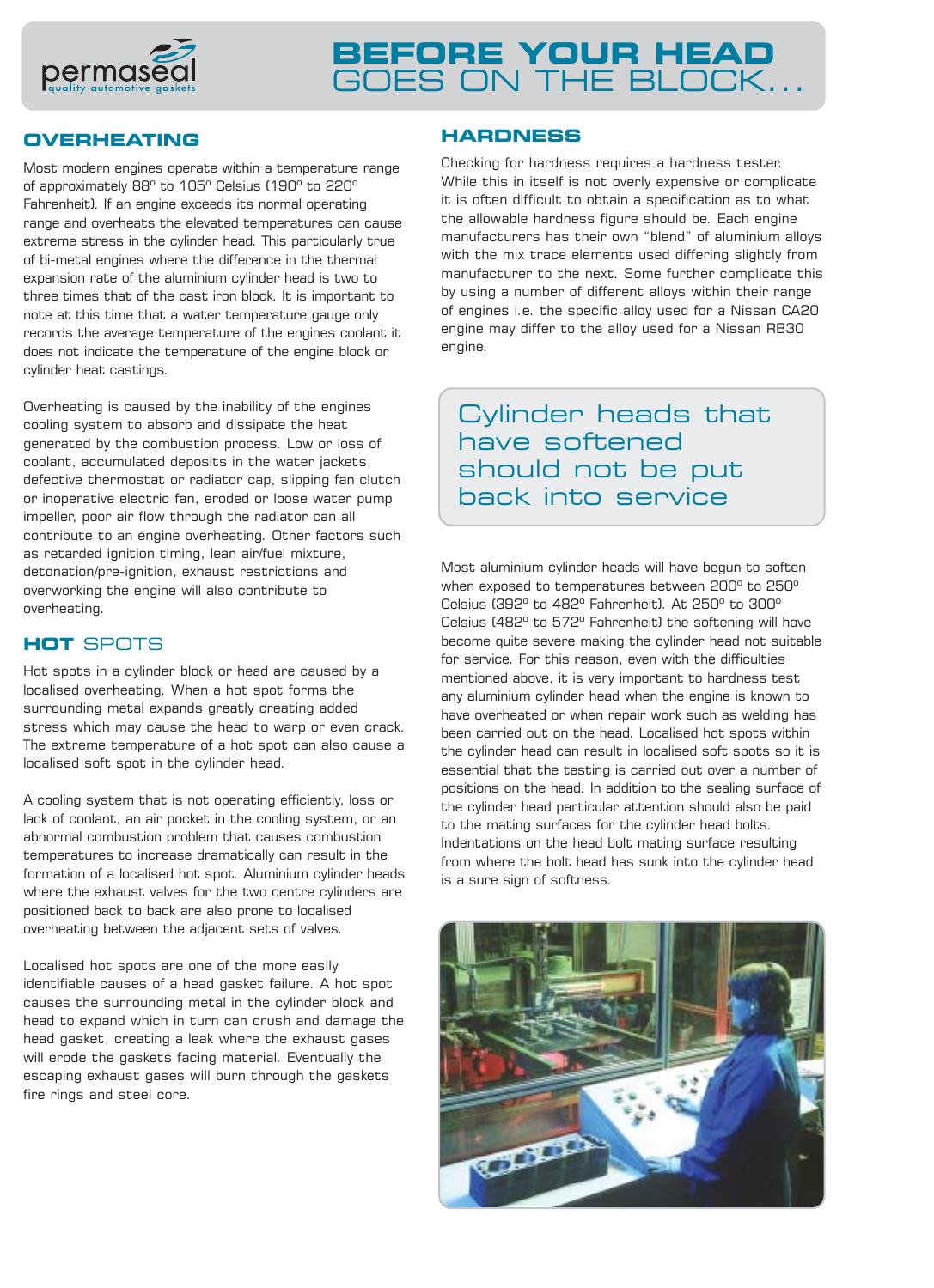permaseal quality automotive gaskets

# BEFORE YOUR HEAD GOES ON THE BLOCK...

## OVERHEATING

Most modern engines operate within a temperature range of approximately 88º to 105º Celsius (190º to 220º Fahrenheit). If an engine exceeds its normal operating range and overheats the elevated temperatures can cause extreme stress in the cylinder head. This particularly true of bi-metal engines where the difference in the thermal expansion rate of the aluminium cylinder head is two to three times that of the cast iron block. It is important to note at this time that a water temperature gauge only records the average temperature of the engines coolant it does not indicate the temperature of the engine block or cylinder heat castings.

Overheating is caused by the inability of the engines cooling system to absorb and dissipate the heat generated by the combustion process. Low or loss of coolant, accumulated deposits in the water jackets, defective thermostat or radiator cap, slipping fan clutch or inoperative electric fan, eroded or loose water pump impeller, poor air flow through the radiator can all contribute to an engine overheating. Other factors such as retarded ignition timing, lean air/fuel mixture, detonation/pre-ignition, exhaust restrictions and overworking the engine will also contribute to overheating.

## HOT SPOTS

Hot spots in a cylinder block or head are caused by a localised overheating. When a hot spot forms the surrounding metal expands greatly creating added stress which may cause the head to warp or even crack. The extreme temperature of a hot spot can also cause a localised soft spot in the cylinder head.

A cooling system that is not operating efficiently, loss or lack of coolant, an air pocket in the cooling system, or an abnormal combustion problem that causes combustion temperatures to increase dramatically can result in the formation of a localised hot spot. Aluminium cylinder heads where the exhaust valves for the two centre cylinders are positioned back to back are also prone to localised overheating between the adjacent sets of valves.

Localised hot spots are one of the more easily identifiable causes of a head gasket failure. A hot spot causes the surrounding metal in the cylinder block and head to expand which in turn can crush and damage the head gasket, creating a leak where the exhaust gases will erode the gaskets facing material. Eventually the escaping exhaust gases will burn through the gaskets fire rings and steel core.

## HARDNESS

Checking for hardness requires a hardness tester. While this in itself is not overly expensive or complicate it is often difficult to obtain a specification as to what the allowable hardness figure should be. Each engine manufacturers has their own "blend" of aluminium alloys with the mix trace elements used differing slightly from manufacturer to the next. Some further complicate this by using a number of different alloys within their range of engines i.e. the specific alloy used for a Nissan CA20 engine may differ to the alloy used for a Nissan RB30 engine.

> Cylinder heads that have softened should not be put back into service

Most aluminium cylinder heads will have begun to soften when exposed to temperatures between 200º to 250º Celsius (392º to 482º Fahrenheit). At 250º to 300º Celsius (482º to 572º Fahrenheit) the softening will have become quite severe making the cylinder head not suitable for service. For this reason, even with the difficulties mentioned above, it is very important to hardness test any aluminium cylinder head when the engine is known to have overheated or when repair work such as welding has been carried out on the head. Localised hot spots within the cylinder head can result in localised soft spots so it is essential that the testing is carried out over a number of positions on the head. In addition to the sealing surface of the cylinder head particular attention should also be paid to the mating surfaces for the cylinder head bolts. Indentations on the head bolt mating surface resulting from where the bolt head has sunk into the cylinder head is a sure sign of softness.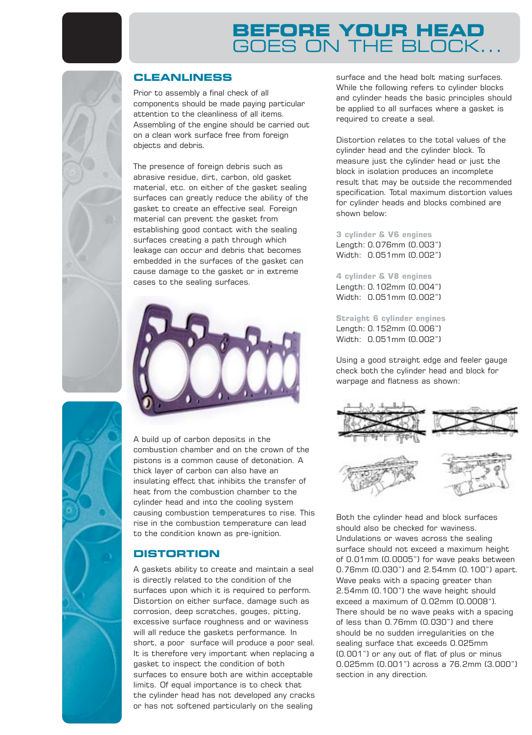# BEFORE YOUR HEAD GOES ON THE BLOCK...

## CLEANLINESS

Prior to assembly a final check of all components should be made paying particular attention to the cleanliness of all items. Assembling of the engine should be carried out on a clean work surface free from foreign objects and debris.

The presence of foreign debris such as abrasive residue, dirt, carbon, old gasket material, etc. on either of the gasket sealing surfaces can greatly reduce the ability of the gasket to create an effective seal. Foreign material can prevent the gasket from establishing good contact with the sealing surfaces creating a path through which leakage can occur and debris that becomes embedded in the surfaces of the gasket can cause damage to the gasket or in extreme cases to the sealing surfaces.

A build up of carbon deposits in the combustion chamber and on the crown of the pistons is a common cause of detonation. A thick layer of carbon can also have an insulating effect that inhibits the transfer of heat from the combustion chamber to the cylinder head and into the cooling system causing combustion temperatures to rise. This rise in the combustion temperature can lead to the condition known as pre-ignition.

## DISTORTION

A gaskets ability to create and maintain a seal is directly related to the condition of the surfaces upon which it is required to perform. Distortion on either surface, damage such as corrosion, deep scratches, gouges, pitting, excessive surface roughness and or waviness will all reduce the gaskets performance. In short, a poor surface will produce a poor seal. It is therefore very important when replacing a gasket to inspect the condition of both surfaces to ensure both are within acceptable limits. Of equal importance is to check that the cylinder head has not developed any cracks or has not softened particularly on the sealing surface and the head bolt mating surfaces. While the following refers to cylinder blocks and cylinder heads the basic principles should be applied to all surfaces where a gasket is required to create a seal.

Distortion relates to the total values of the cylinder head and the cylinder block. To measure just the cylinder head or just the block in isolation produces an incomplete result that may be outside the recommended specification. Total maximum distortion values for cylinder heads and blocks combined are shown below:

**3 cylinder & V6 engines**
Length: 0.076mm (0.003")
Width: 0.051mm (0.002")

**4 cylinder & V8 engines**
Length: 0.102mm (0.004")
Width: 0.051mm (0.002")

**Straight 6 cylinder engines**
Length: 0.152mm (0.006")
Width: 0.051mm (0.002")

Using a good straight edge and feeler gauge check both the cylinder head and block for warpage and flatness as shown:

Both the cylinder head and block surfaces should also be checked for waviness. Undulations or waves across the sealing surface should not exceed a maximum height of 0.01mm (0.0005") for wave peaks between 0.76mm (0.030") and 2.54mm (0.100") apart. Wave peaks with a spacing greater than 2.54mm (0.100") the wave height should exceed a maximum of 0.02mm (0.0008"). There should be no wave peaks with a spacing of less than 0.76mm (0.030") and there should be no sudden irregularities on the sealing surface that exceeds 0.025mm (0.001") or any out of flat of plus or minus 0.025mm (0.001") across a 76.2mm (3.000") section in any direction.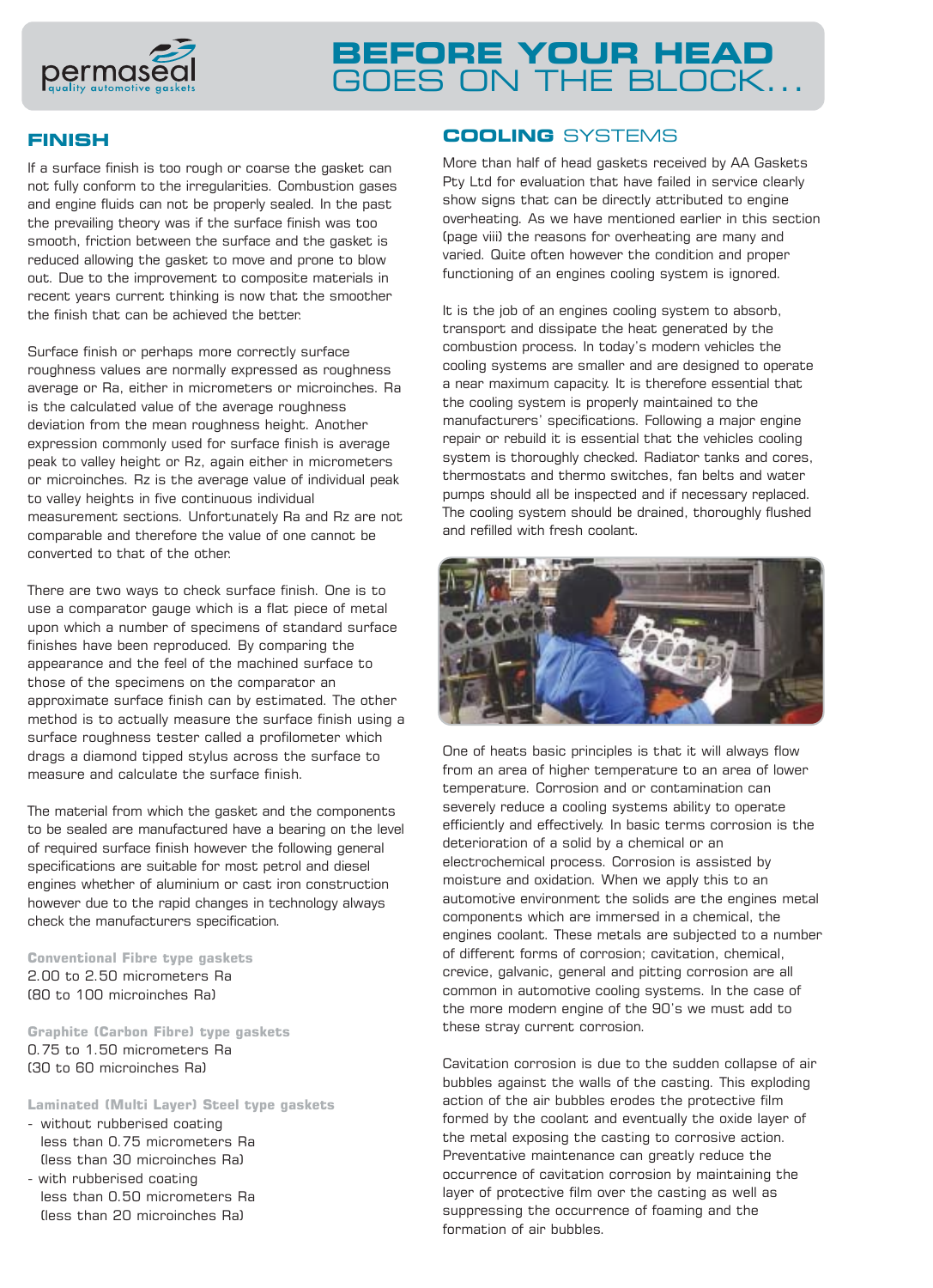## FINISH

If a surface finish is too rough or coarse the gasket can not fully conform to the irregularities. Combustion gases and engine fluids can not be properly sealed. In the past the prevailing theory was if the surface finish was too smooth, friction between the surface and the gasket is reduced allowing the gasket to move and prone to blow out. Due to the improvement to composite materials in recent years current thinking is now that the smoother the finish that can be achieved the better.

Surface finish or perhaps more correctly surface roughness values are normally expressed as roughness average or Ra, either in micrometers or microinches. Ra is the calculated value of the average roughness deviation from the mean roughness height. Another expression commonly used for surface finish is average peak to valley height or Rz, again either in micrometers or microinches. Rz is the average value of individual peak to valley heights in five continuous individual measurement sections. Unfortunately Ra and Rz are not comparable and therefore the value of one cannot be converted to that of the other.

There are two ways to check surface finish. One is to use a comparator gauge which is a flat piece of metal upon which a number of specimens of standard surface finishes have been reproduced. By comparing the appearance and the feel of the machined surface to those of the specimens on the comparator an approximate surface finish can by estimated. The other method is to actually measure the surface finish using a surface roughness tester called a profilometer which drags a diamond tipped stylus across the surface to measure and calculate the surface finish.

The material from which the gasket and the components to be sealed are manufactured have a bearing on the level of required surface finish however the following general specifications are suitable for most petrol and diesel engines whether of aluminium or cast iron construction however due to the rapid changes in technology always check the manufacturers specification.

**Conventional Fibre type gaskets**
2.00 to 2.50 micrometers Ra
(80 to 100 microinches Ra)

**Graphite (Carbon Fibre) type gaskets**
0.75 to 1.50 micrometers Ra
(30 to 60 microinches Ra)

**Laminated (Multi Layer) Steel type gaskets**
- without rubberised coating
  less than 0.75 micrometers Ra
  (less than 30 microinches Ra)
- with rubberised coating
  less than 0.50 micrometers Ra
  (less than 20 microinches Ra)

## COOLING SYSTEMS

More than half of head gaskets received by AA Gaskets Pty Ltd for evaluation that have failed in service clearly show signs that can be directly attributed to engine overheating. As we have mentioned earlier in this section (page viii) the reasons for overheating are many and varied. Quite often however the condition and proper functioning of an engines cooling system is ignored.

It is the job of an engines cooling system to absorb, transport and dissipate the heat generated by the combustion process. In today's modern vehicles the cooling systems are smaller and are designed to operate a near maximum capacity. It is therefore essential that the cooling system is properly maintained to the manufacturers' specifications. Following a major engine repair or rebuild it is essential that the vehicles cooling system is thoroughly checked. Radiator tanks and cores, thermostats and thermo switches, fan belts and water pumps should all be inspected and if necessary replaced. The cooling system should be drained, thoroughly flushed and refilled with fresh coolant.

One of heats basic principles is that it will always flow from an area of higher temperature to an area of lower temperature. Corrosion and or contamination can severely reduce a cooling systems ability to operate efficiently and effectively. In basic terms corrosion is the deterioration of a solid by a chemical or an electrochemical process. Corrosion is assisted by moisture and oxidation. When we apply this to an automotive environment the solids are the engines metal components which are immersed in a chemical, the engines coolant. These metals are subjected to a number of different forms of corrosion; cavitation, chemical, crevice, galvanic, general and pitting corrosion are all common in automotive cooling systems. In the case of the more modern engine of the 90's we must add to these stray current corrosion.

Cavitation corrosion is due to the sudden collapse of air bubbles against the walls of the casting. This exploding action of the air bubbles erodes the protective film formed by the coolant and eventually the oxide layer of the metal exposing the casting to corrosive action. Preventative maintenance can greatly reduce the occurrence of cavitation corrosion by maintaining the layer of protective film over the casting as well as suppressing the occurrence of foaming and the formation of air bubbles.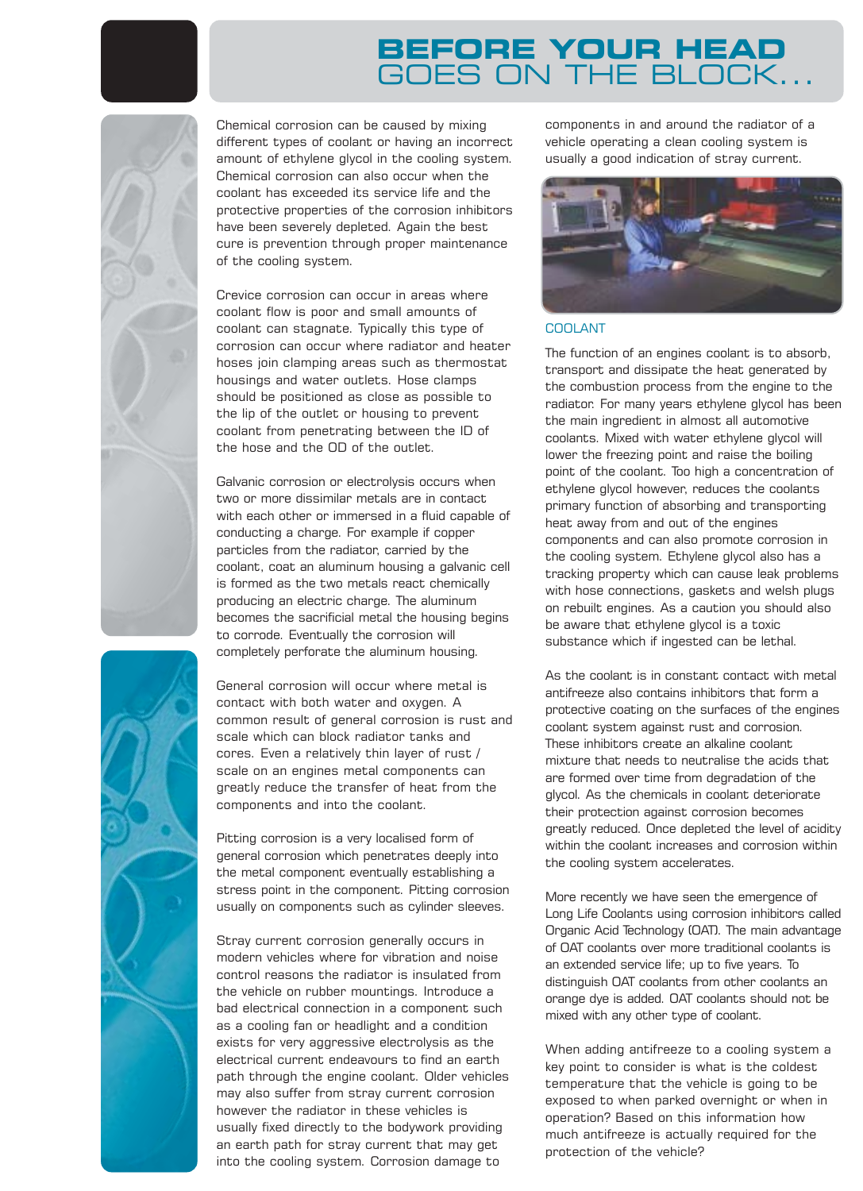# BEFORE YOUR HEAD GOES ON THE BLOCK...

Chemical corrosion can be caused by mixing different types of coolant or having an incorrect amount of ethylene glycol in the cooling system. Chemical corrosion can also occur when the coolant has exceeded its service life and the protective properties of the corrosion inhibitors have been severely depleted. Again the best cure is prevention through proper maintenance of the cooling system.

Crevice corrosion can occur in areas where coolant flow is poor and small amounts of coolant can stagnate. Typically this type of corrosion can occur where radiator and heater hoses join clamping areas such as thermostat housings and water outlets. Hose clamps should be positioned as close as possible to the lip of the outlet or housing to prevent coolant from penetrating between the ID of the hose and the OD of the outlet.

Galvanic corrosion or electrolysis occurs when two or more dissimilar metals are in contact with each other or immersed in a fluid capable of conducting a charge. For example if copper particles from the radiator, carried by the coolant, coat an aluminum housing a galvanic cell is formed as the two metals react chemically producing an electric charge. The aluminum becomes the sacrificial metal the housing begins to corrode. Eventually the corrosion will completely perforate the aluminum housing.

General corrosion will occur where metal is contact with both water and oxygen. A common result of general corrosion is rust and scale which can block radiator tanks and cores. Even a relatively thin layer of rust / scale on an engines metal components can greatly reduce the transfer of heat from the components and into the coolant.

Pitting corrosion is a very localised form of general corrosion which penetrates deeply into the metal component eventually establishing a stress point in the component. Pitting corrosion usually on components such as cylinder sleeves.

Stray current corrosion generally occurs in modern vehicles where for vibration and noise control reasons the radiator is insulated from the vehicle on rubber mountings. Introduce a bad electrical connection in a component such as a cooling fan or headlight and a condition exists for very aggressive electrolysis as the electrical current endeavours to find an earth path through the engine coolant. Older vehicles may also suffer from stray current corrosion however the radiator in these vehicles is usually fixed directly to the bodywork providing an earth path for stray current that may get into the cooling system. Corrosion damage to components in and around the radiator of a vehicle operating a clean cooling system is usually a good indication of stray current.

## COOLANT

The function of an engines coolant is to absorb, transport and dissipate the heat generated by the combustion process from the engine to the radiator. For many years ethylene glycol has been the main ingredient in almost all automotive coolants. Mixed with water ethylene glycol will lower the freezing point and raise the boiling point of the coolant. Too high a concentration of ethylene glycol however, reduces the coolants primary function of absorbing and transporting heat away from and out of the engines components and can also promote corrosion in the cooling system. Ethylene glycol also has a tracking property which can cause leak problems with hose connections, gaskets and welsh plugs on rebuilt engines. As a caution you should also be aware that ethylene glycol is a toxic substance which if ingested can be lethal.

As the coolant is in constant contact with metal antifreeze also contains inhibitors that form a protective coating on the surfaces of the engines coolant system against rust and corrosion. These inhibitors create an alkaline coolant mixture that needs to neutralise the acids that are formed over time from degradation of the glycol. As the chemicals in coolant deteriorate their protection against corrosion becomes greatly reduced. Once depleted the level of acidity within the coolant increases and corrosion within the cooling system accelerates.

More recently we have seen the emergence of Long Life Coolants using corrosion inhibitors called Organic Acid Technology (OAT). The main advantage of OAT coolants over more traditional coolants is an extended service life; up to five years. To distinguish OAT coolants from other coolants an orange dye is added. OAT coolants should not be mixed with any other type of coolant.

When adding antifreeze to a cooling system a key point to consider is what is the coldest temperature that the vehicle is going to be exposed to when parked overnight or when in operation? Based on this information how much antifreeze is actually required for the protection of the vehicle?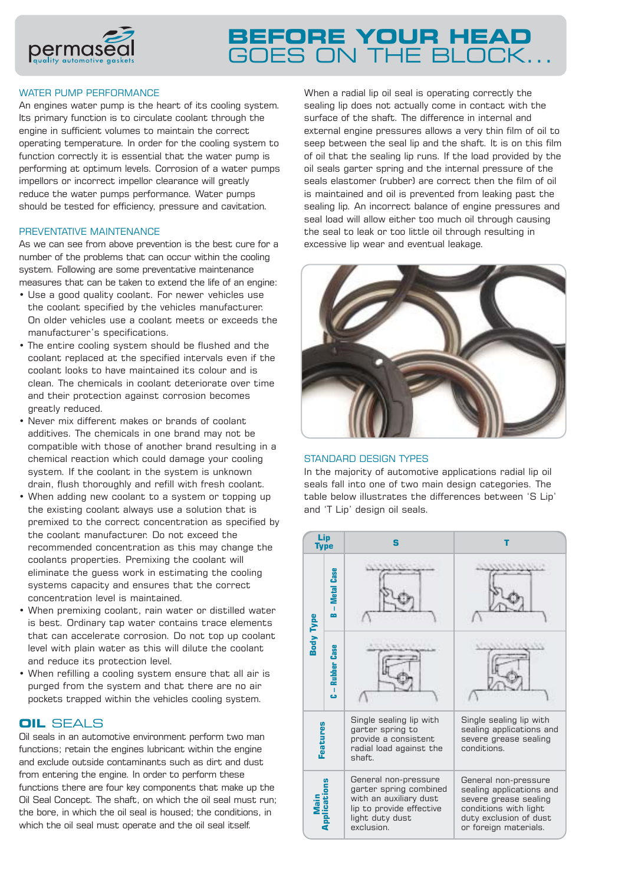# BEFORE YOUR HEAD GOES ON THE BLOCK...

### WATER PUMP PERFORMANCE

An engines water pump is the heart of its cooling system. Its primary function is to circulate coolant through the engine in sufficient volumes to maintain the correct operating temperature. In order for the cooling system to function correctly it is essential that the water pump is performing at optimum levels. Corrosion of a water pumps impellors or incorrect impellor clearance will greatly reduce the water pumps performance. Water pumps should be tested for efficiency, pressure and cavitation.

### PREVENTATIVE MAINTENANCE

As we can see from above prevention is the best cure for a number of the problems that can occur within the cooling system. Following are some preventative maintenance measures that can be taken to extend the life of an engine:

- Use a good quality coolant. For newer vehicles use the coolant specified by the vehicles manufacturer. On older vehicles use a coolant meets or exceeds the manufacturer's specifications.
- The entire cooling system should be flushed and the coolant replaced at the specified intervals even if the coolant looks to have maintained its colour and is clean. The chemicals in coolant deteriorate over time and their protection against corrosion becomes greatly reduced.
- Never mix different makes or brands of coolant additives. The chemicals in one brand may not be compatible with those of another brand resulting in a chemical reaction which could damage your cooling system. If the coolant in the system is unknown drain, flush thoroughly and refill with fresh coolant.
- When adding new coolant to a system or topping up the existing coolant always use a solution that is premixed to the correct concentration as specified by the coolant manufacturer. Do not exceed the recommended concentration as this may change the coolants properties. Premixing the coolant will eliminate the guess work in estimating the cooling systems capacity and ensures that the correct concentration level is maintained.
- When premixing coolant, rain water or distilled water is best. Ordinary tap water contains trace elements that can accelerate corrosion. Do not top up coolant level with plain water as this will dilute the coolant and reduce its protection level.
- When refilling a cooling system ensure that all air is purged from the system and that there are no air pockets trapped within the vehicles cooling system.

## OIL SEALS

Oil seals in an automotive environment perform two man functions; retain the engines lubricant within the engine and exclude outside contaminants such as dirt and dust from entering the engine. In order to perform these functions there are four key components that make up the Oil Seal Concept. The shaft, on which the oil seal must run; the bore, in which the oil seal is housed; the conditions, in which the oil seal must operate and the oil seal itself.

When a radial lip oil seal is operating correctly the sealing lip does not actually come in contact with the surface of the shaft. The difference in internal and external engine pressures allows a very thin film of oil to seep between the seal lip and the shaft. It is on this film of oil that the sealing lip runs. If the load provided by the oil seals garter spring and the internal pressure of the seals elastomer (rubber) are correct then the film of oil is maintained and oil is prevented from leaking past the sealing lip. An incorrect balance of engine pressures and seal load will allow either too much oil through causing the seal to leak or too little oil through resulting in excessive lip wear and eventual leakage.

### STANDARD DESIGN TYPES

In the majority of automotive applications radial lip oil seals fall into one of two main design categories. The table below illustrates the differences between 'S Lip' and 'T Lip' design oil seals.

| Lip Type | | S | T |
|---|---|---|---|
| Body Type | B – Metal Case | | |
| | C – Rubber Case | | |
| Features | | Single sealing lip with garter spring to provide a consistent radial load against the shaft. | Single sealing lip with sealing applications and severe grease sealing conditions. |
| Main Applications | | General non-pressure garter spring combined with an auxiliary dust lip to provide effective light duty dust exclusion. | General non-pressure sealing applications and severe grease sealing conditions with light duty exclusion of dust or foreign materials. |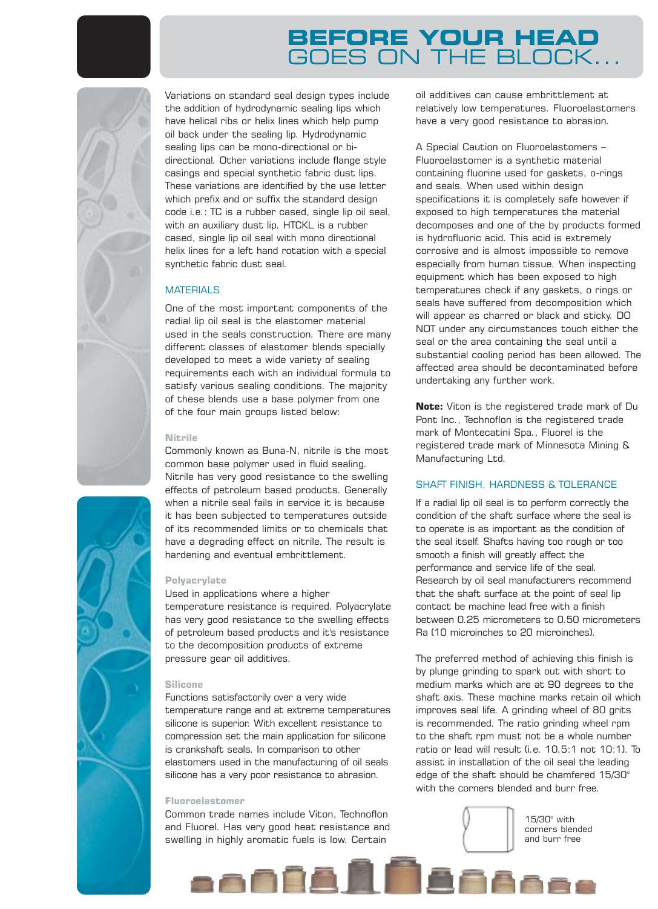# BEFORE YOUR HEAD GOES ON THE BLOCK...

Variations on standard seal design types include the addition of hydrodynamic sealing lips which have helical ribs or helix lines which help pump oil back under the sealing lip. Hydrodynamic sealing lips can be mono-directional or bi-directional. Other variations include flange style casings and special synthetic fabric dust lips. These variations are identified by the use letter which prefix and or suffix the standard design code i.e.: TC is a rubber cased, single lip oil seal, with an auxiliary dust lip. HTCKL is a rubber cased, single lip oil seal with mono directional helix lines for a left hand rotation with a special synthetic fabric dust seal.

## MATERIALS

One of the most important components of the radial lip oil seal is the elastomer material used in the seals construction. There are many different classes of elastomer blends specially developed to meet a wide variety of sealing requirements each with an individual formula to satisfy various sealing conditions. The majority of these blends use a base polymer from one of the four main groups listed below:

### Nitrile

Commonly known as Buna-N, nitrile is the most common base polymer used in fluid sealing. Nitrile has very good resistance to the swelling effects of petroleum based products. Generally when a nitrile seal fails in service it is because it has been subjected to temperatures outside of its recommended limits or to chemicals that have a degrading effect on nitrile. The result is hardening and eventual embrittlement.

### Polyacrylate

Used in applications where a higher temperature resistance is required. Polyacrylate has very good resistance to the swelling effects of petroleum based products and it's resistance to the decomposition products of extreme pressure gear oil additives.

### Silicone

Functions satisfactorily over a very wide temperature range and at extreme temperatures silicone is superior. With excellent resistance to compression set the main application for silicone is crankshaft seals. In comparison to other elastomers used in the manufacturing of oil seals silicone has a very poor resistance to abrasion.

### Fluoroelastomer

Common trade names include Viton, Technoflon and Fluorel. Has very good heat resistance and swelling in highly aromatic fuels is low. Certain oil additives can cause embrittlement at relatively low temperatures. Fluoroelastomers have a very good resistance to abrasion.

A Special Caution on Fluoroelastomers – Fluoroelastomer is a synthetic material containing fluorine used for gaskets, o-rings and seals. When used within design specifications it is completely safe however if exposed to high temperatures the material decomposes and one of the by products formed is hydrofluoric acid. This acid is extremely corrosive and is almost impossible to remove especially from human tissue. When inspecting equipment which has been exposed to high temperatures check if any gaskets, o rings or seals have suffered from decomposition which will appear as charred or black and sticky. DO NOT under any circumstances touch either the seal or the area containing the seal until a substantial cooling period has been allowed. The affected area should be decontaminated before undertaking any further work.

**Note:** Viton is the registered trade mark of Du Pont Inc., Technoflon is the registered trade mark of Montecatini Spa., Fluorel is the registered trade mark of Minnesota Mining & Manufacturing Ltd.

## SHAFT FINISH, HARDNESS & TOLERANCE

If a radial lip oil seal is to perform correctly the condition of the shaft surface where the seal is to operate is as important as the condition of the seal itself. Shafts having too rough or too smooth a finish will greatly affect the performance and service life of the seal. Research by oil seal manufacturers recommend that the shaft surface at the point of seal lip contact be machine lead free with a finish between 0.25 micrometers to 0.50 micrometers Ra (10 microinches to 20 microinches).

The preferred method of achieving this finish is by plunge grinding to spark out with short to medium marks which are at 90 degrees to the shaft axis. These machine marks retain oil which improves seal life. A grinding wheel of 80 grits is recommended. The ratio grinding wheel rpm to the shaft rpm must not be a whole number ratio or lead will result (i.e. 10.5:1 not 10:1). To assist in installation of the oil seal the leading edge of the shaft should be chamfered 15/30° with the corners blended and burr free.

15/30° with corners blended and burr free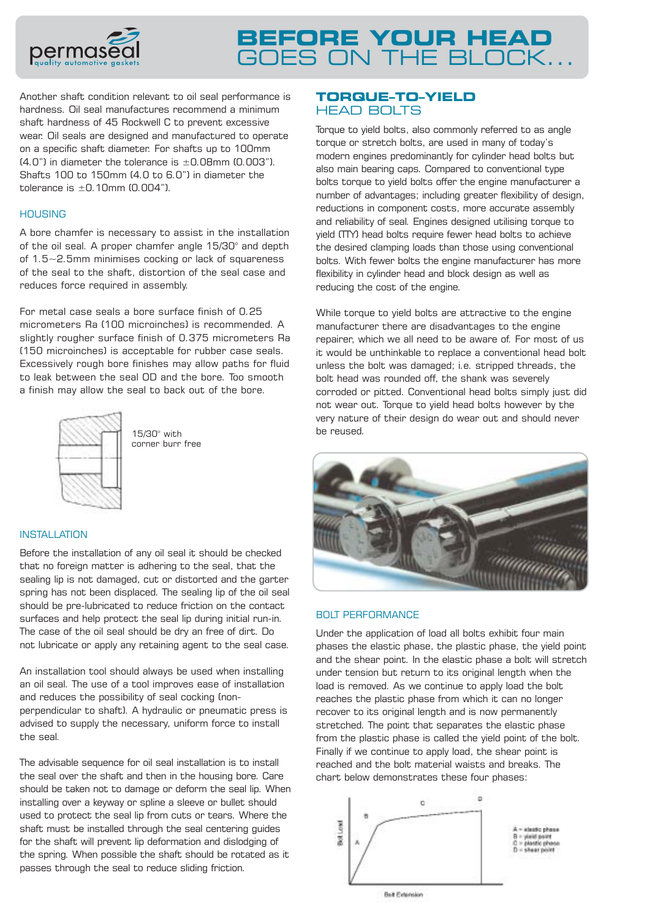# BEFORE YOUR HEAD GOES ON THE BLOCK...

Another shaft condition relevant to oil seal performance is hardness. Oil seal manufacturers recommend a minimum shaft hardness of 45 Rockwell C to prevent excessive wear. Oil seals are designed and manufactured to operate on a specific shaft diameter. For shafts up to 100mm (4.0") in diameter the tolerance is ±0.08mm (0.003"). Shafts 100 to 150mm (4.0 to 6.0") in diameter the tolerance is ±0.10mm (0.004").

### HOUSING

A bore chamfer is necessary to assist in the installation of the oil seal. A proper chamfer angle 15/30° and depth of 1.5~2.5mm minimises cocking or lack of squareness of the seal to the shaft, distortion of the seal case and reduces force required in assembly.

For metal case seals a bore surface finish of 0.25 micrometers Ra (100 microinches) is recommended. A slightly rougher surface finish of 0.375 micrometers Ra (150 microinches) is acceptable for rubber case seals. Excessively rough bore finishes may allow paths for fluid to leak between the seal OD and the bore. Too smooth a finish may allow the seal to back out of the bore.

15/30° with corner burr free

### INSTALLATION

Before the installation of any oil seal it should be checked that no foreign matter is adhering to the seal, that the sealing lip is not damaged, cut or distorted and the garter spring has not been displaced. The sealing lip of the oil seal should be pre-lubricated to reduce friction on the contact surfaces and help protect the seal lip during initial run-in. The case of the oil seal should be dry an free of dirt. Do not lubricate or apply any retaining agent to the seal case.

An installation tool should always be used when installing an oil seal. The use of a tool improves ease of installation and reduces the possibility of seal cocking (non-perpendicular to shaft). A hydraulic or pneumatic press is advised to supply the necessary, uniform force to install the seal.

The advisable sequence for oil seal installation is to install the seal over the shaft and then in the housing bore. Care should be taken not to damage or deform the seal lip. When installing over a keyway or spline a sleeve or bullet should used to protect the seal lip from cuts or tears. Where the shaft must be installed through the seal centering guides for the shaft will prevent lip deformation and dislodging of the spring. When possible the shaft should be rotated as it passes through the seal to reduce sliding friction.

## TORQUE-TO-YIELD HEAD BOLTS

Torque to yield bolts, also commonly referred to as angle torque or stretch bolts, are used in many of today's modern engines predominantly for cylinder head bolts but also main bearing caps. Compared to conventional type bolts torque to yield bolts offer the engine manufacturer a number of advantages; including greater flexibility of design, reductions in component costs, more accurate assembly and reliability of seal. Engines designed utilising torque to yield (TTY) head bolts require fewer head bolts to achieve the desired clamping loads than those using conventional bolts. With fewer bolts the engine manufacturer has more flexibility in cylinder head and block design as well as reducing the cost of the engine.

While torque to yield bolts are attractive to the engine manufacturer there are disadvantages to the engine repairer, which we all need to be aware of. For most of us it would be unthinkable to replace a conventional head bolt unless the bolt was damaged; i.e. stripped threads, the bolt head was rounded off, the shank was severely corroded or pitted. Conventional head bolts simply just did not wear out. Torque to yield head bolts however by the very nature of their design do wear out and should never be reused.

### BOLT PERFORMANCE

Under the application of load all bolts exhibit four main phases the elastic phase, the plastic phase, the yield point and the shear point. In the elastic phase a bolt will stretch under tension but return to its original length when the load is removed. As we continue to apply load the bolt reaches the plastic phase from which it can no longer recover to its original length and is now permanently stretched. The point that separates the elastic phase from the plastic phase is called the yield point of the bolt. Finally if we continue to apply load, the shear point is reached and the bolt material waists and breaks. The chart below demonstrates these four phases:

Bolt Load / Bolt Extension

A = elastic phase
B = yield point
C = plastic phase
D = shear point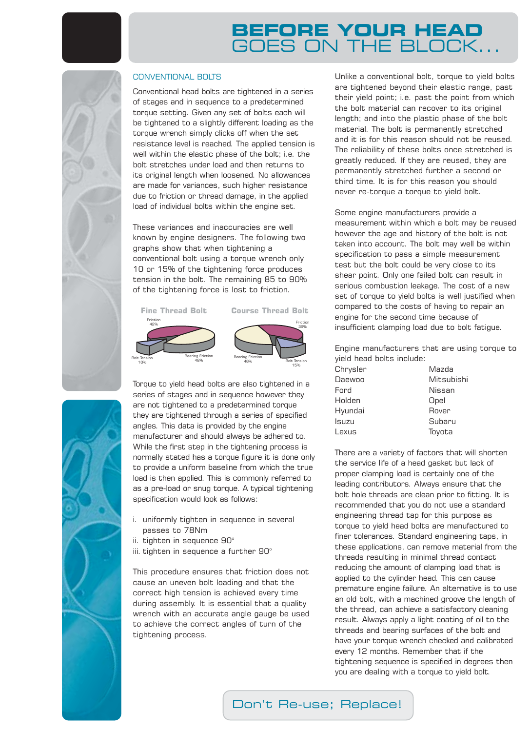# BEFORE YOUR HEAD GOES ON THE BLOCK...

## CONVENTIONAL BOLTS

Conventional head bolts are tightened in a series of stages and in sequence to a predetermined torque setting. Given any set of bolts each will be tightened to a slightly different loading as the torque wrench simply clicks off when the set resistance level is reached. The applied tension is well within the elastic phase of the bolt; i.e. the bolt stretches under load and then returns to its original length when loosened. No allowances are made for variances, such higher resistance due to friction or thread damage, in the applied load of individual bolts within the engine set.

These variances and inaccuracies are well known by engine designers. The following two graphs show that when tightening a conventional bolt using a torque wrench only 10 or 15% of the tightening force produces tension in the bolt. The remaining 85 to 90% of the tightening force is lost to friction.

Fine Thread Bolt

Friction 42%

Bearing Friction 48%

Bolt Tension 10%

Course Thread Bolt

Friction 39%

Bearing Friction 46%

Bolt Tension 15%

Torque to yield head bolts are also tightened in a series of stages and in sequence however they are not tightened to a predetermined torque they are tightened through a series of specified angles. This data is provided by the engine manufacturer and should always be adhered to. While the first step in the tightening process is normally stated has a torque figure it is done only to provide a uniform baseline from which the true load is then applied. This is commonly referred to as a pre-load or snug torque. A typical tightening specification would look as follows:

i. uniformly tighten in sequence in several passes to 78Nm
ii. tighten in sequence 90°
iii. tighten in sequence a further 90°

This procedure ensures that friction does not cause an uneven bolt loading and that the correct high tension is achieved every time during assembly. It is essential that a quality wrench with an accurate angle gauge be used to achieve the correct angles of turn of the tightening process.

Unlike a conventional bolt, torque to yield bolts are tightened beyond their elastic range, past their yield point; i.e. past the point from which the bolt material can recover to its original length; and into the plastic phase of the bolt material. The bolt is permanently stretched and it is for this reason should not be reused. The reliability of these bolts once stretched is greatly reduced. If they are reused, they are permanently stretched further a second or third time. It is for this reason you should never re-torque a torque to yield bolt.

Some engine manufacturers provide a measurement within which a bolt may be reused however the age and history of the bolt is not taken into account. The bolt may well be within specification to pass a simple measurement test but the bolt could be very close to its shear point. Only one failed bolt can result in serious combustion leakage. The cost of a new set of torque to yield bolts is well justified when compared to the costs of having to repair an engine for the second time because of insufficient clamping load due to bolt fatigue.

Engine manufacturers that are using torque to yield head bolts include:

| | |
|---|---|
| Chrysler | Mazda |
| Daewoo | Mitsubishi |
| Ford | Nissan |
| Holden | Opel |
| Hyundai | Rover |
| Isuzu | Subaru |
| Lexus | Toyota |

There are a variety of factors that will shorten the service life of a head gasket but lack of proper clamping load is certainly one of the leading contributors. Always ensure that the bolt hole threads are clean prior to fitting. It is recommended that you do not use a standard engineering thread tap for this purpose as torque to yield head bolts are manufactured to finer tolerances. Standard engineering taps, in these applications, can remove material from the threads resulting in minimal thread contact reducing the amount of clamping load that is applied to the cylinder head. This can cause premature engine failure. An alternative is to use an old bolt, with a machined groove the length of the thread, can achieve a satisfactory cleaning result. Always apply a light coating of oil to the threads and bearing surfaces of the bolt and have your torque wrench checked and calibrated every 12 months. Remember that if the tightening sequence is specified in degrees then you are dealing with a torque to yield bolt.

Don't Re-use; Replace!